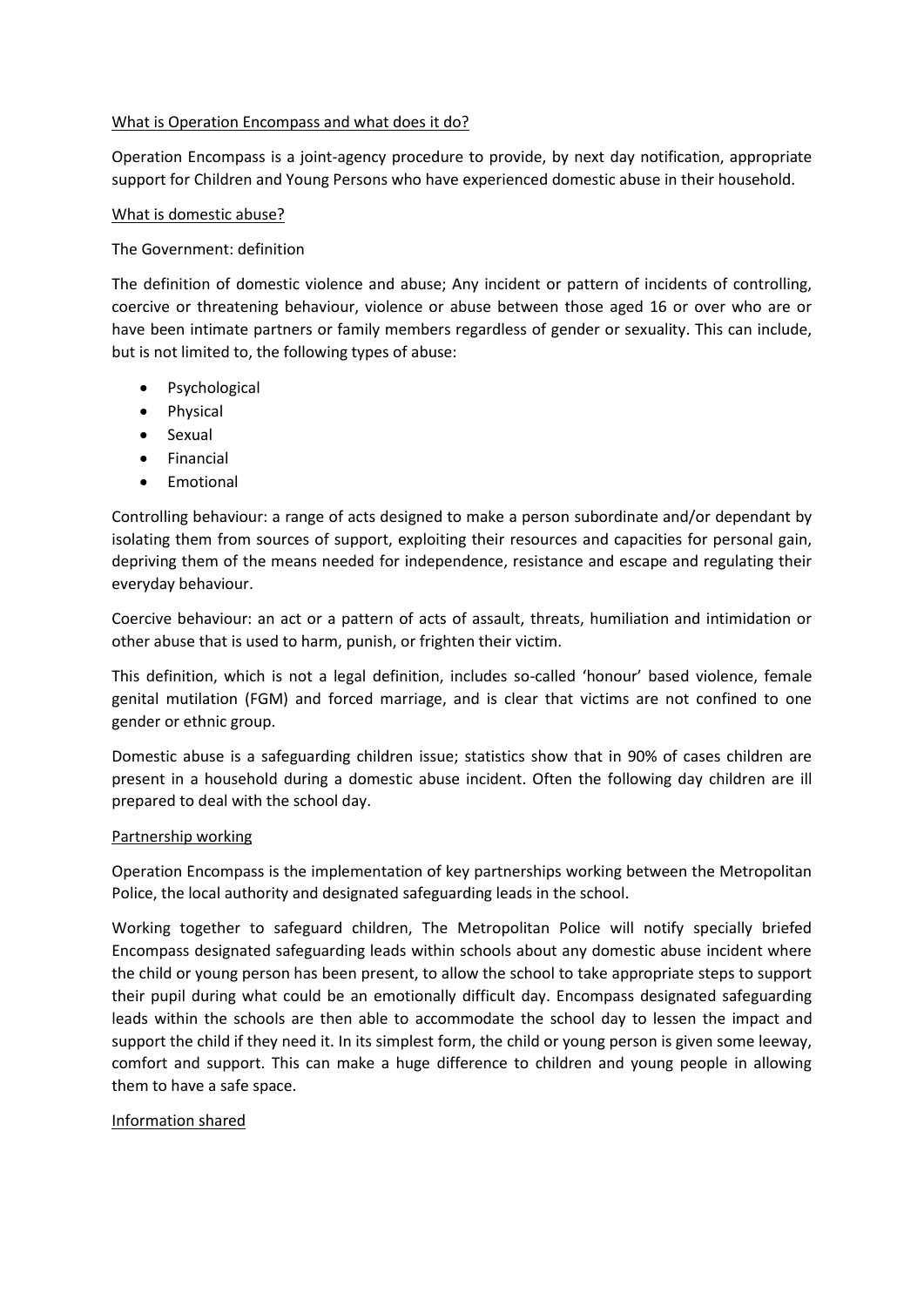## What is Operation Encompass and what does it do?

Operation Encompass is a joint-agency procedure to provide, by next day notification, appropriate support for Children and Young Persons who have experienced domestic abuse in their household.

## What is domestic abuse?

The Government: definition

The definition of domestic violence and abuse; Any incident or pattern of incidents of controlling, coercive or threatening behaviour, violence or abuse between those aged 16 or over who are or have been intimate partners or family members regardless of gender or sexuality. This can include, but is not limited to, the following types of abuse:

- Psychological
- Physical
- Sexual
- Financial
- Emotional

Controlling behaviour: a range of acts designed to make a person subordinate and/or dependant by isolating them from sources of support, exploiting their resources and capacities for personal gain, depriving them of the means needed for independence, resistance and escape and regulating their everyday behaviour.

Coercive behaviour: an act or a pattern of acts of assault, threats, humiliation and intimidation or other abuse that is used to harm, punish, or frighten their victim.

This definition, which is not a legal definition, includes so-called 'honour' based violence, female genital mutilation (FGM) and forced marriage, and is clear that victims are not confined to one gender or ethnic group.

Domestic abuse is a safeguarding children issue; statistics show that in 90% of cases children are present in a household during a domestic abuse incident. Often the following day children are ill prepared to deal with the school day.

## Partnership working

Operation Encompass is the implementation of key partnerships working between the Metropolitan Police, the local authority and designated safeguarding leads in the school.

Working together to safeguard children, The Metropolitan Police will notify specially briefed Encompass designated safeguarding leads within schools about any domestic abuse incident where the child or young person has been present, to allow the school to take appropriate steps to support their pupil during what could be an emotionally difficult day. Encompass designated safeguarding leads within the schools are then able to accommodate the school day to lessen the impact and support the child if they need it. In its simplest form, the child or young person is given some leeway, comfort and support. This can make a huge difference to children and young people in allowing them to have a safe space.

## Information shared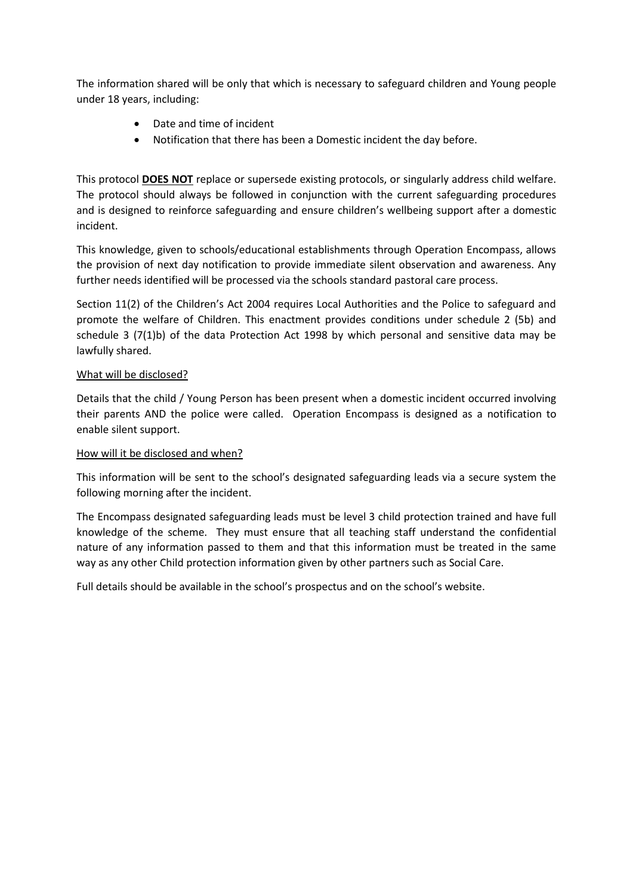The information shared will be only that which is necessary to safeguard children and Young people under 18 years, including:

- Date and time of incident
- Notification that there has been a Domestic incident the day before.

This protocol **<u>DOES NOT</u>** replace or supersede existing protocols, or singularly address child welfare. The protocol should always be followed in conjunction with the current safeguarding procedures and is designed to reinforce safeguarding and ensure children's wellbeing support after a domestic incident.

This knowledge, given to schools/educational establishments through Operation Encompass, allows the provision of next day notification to provide immediate silent observation and awareness. Any further needs identified will be processed via the schools standard pastoral care process.

Section 11(2) of the Children's Act 2004 requires Local Authorities and the Police to safeguard and promote the welfare of Children. This enactment provides conditions under schedule 2 (5b) and schedule 3 (7(1)b) of the data Protection Act 1998 by which personal and sensitive data may be lawfully shared.

<u>What will be disclosed?</u>

Details that the child / Young Person has been present when a domestic incident occurred involving their parents AND the police were called. Operation Encompass is designed as a notification to enable silent support.

<u>How will it be disclosed and when?</u>

This information will be sent to the school's designated safeguarding leads via a secure system the following morning after the incident.

The Encompass designated safeguarding leads must be level 3 child protection trained and have full knowledge of the scheme. They must ensure that all teaching staff understand the confidential nature of any information passed to them and that this information must be treated in the same way as any other Child protection information given by other partners such as Social Care.

Full details should be available in the school's prospectus and on the school's website.